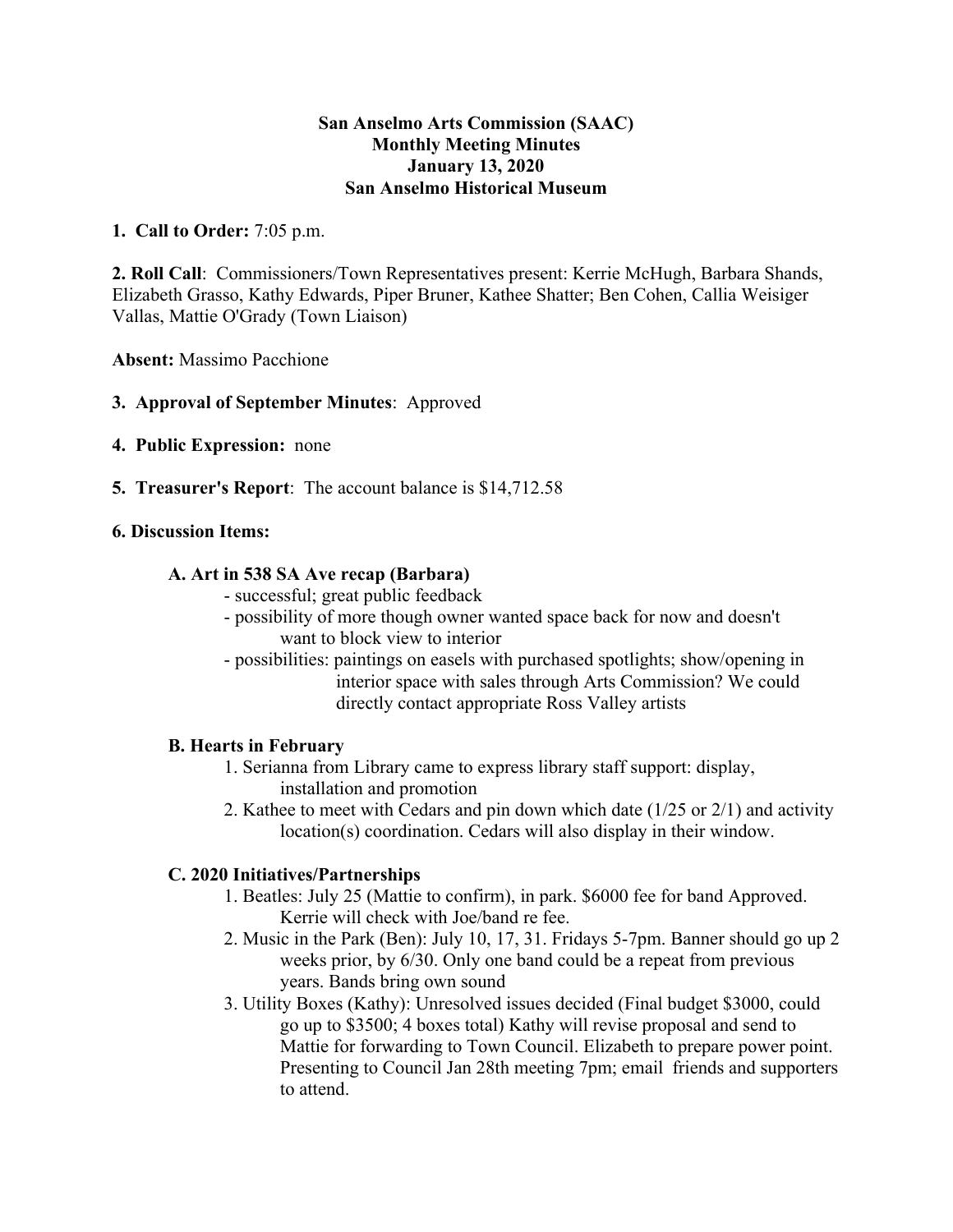**San Anselmo Arts Commission (SAAC)**
**Monthly Meeting Minutes**
**January 13, 2020**
**San Anselmo Historical Museum**

**1. Call to Order:** 7:05 p.m.

**2. Roll Call**: Commissioners/Town Representatives present: Kerrie McHugh, Barbara Shands, Elizabeth Grasso, Kathy Edwards, Piper Bruner, Kathee Shatter; Ben Cohen, Callia Weisiger Vallas, Mattie O'Grady (Town Liaison)

**Absent:** Massimo Pacchione

**3. Approval of September Minutes**: Approved

**4. Public Expression:** none

**5. Treasurer's Report**: The account balance is $14,712.58

**6. Discussion Items:**

**A. Art in 538 SA Ave recap (Barbara)**

- successful; great public feedback
- possibility of more though owner wanted space back for now and doesn't want to block view to interior
- possibilities: paintings on easels with purchased spotlights; show/opening in interior space with sales through Arts Commission? We could directly contact appropriate Ross Valley artists

**B. Hearts in February**

1. Serianna from Library came to express library staff support: display, installation and promotion
2. Kathee to meet with Cedars and pin down which date (1/25 or 2/1) and activity location(s) coordination. Cedars will also display in their window.

**C. 2020 Initiatives/Partnerships**

1. Beatles: July 25 (Mattie to confirm), in park. $6000 fee for band Approved. Kerrie will check with Joe/band re fee.
2. Music in the Park (Ben): July 10, 17, 31. Fridays 5-7pm. Banner should go up 2 weeks prior, by 6/30. Only one band could be a repeat from previous years. Bands bring own sound
3. Utility Boxes (Kathy): Unresolved issues decided (Final budget $3000, could go up to $3500; 4 boxes total) Kathy will revise proposal and send to Mattie for forwarding to Town Council. Elizabeth to prepare power point. Presenting to Council Jan 28th meeting 7pm; email friends and supporters to attend.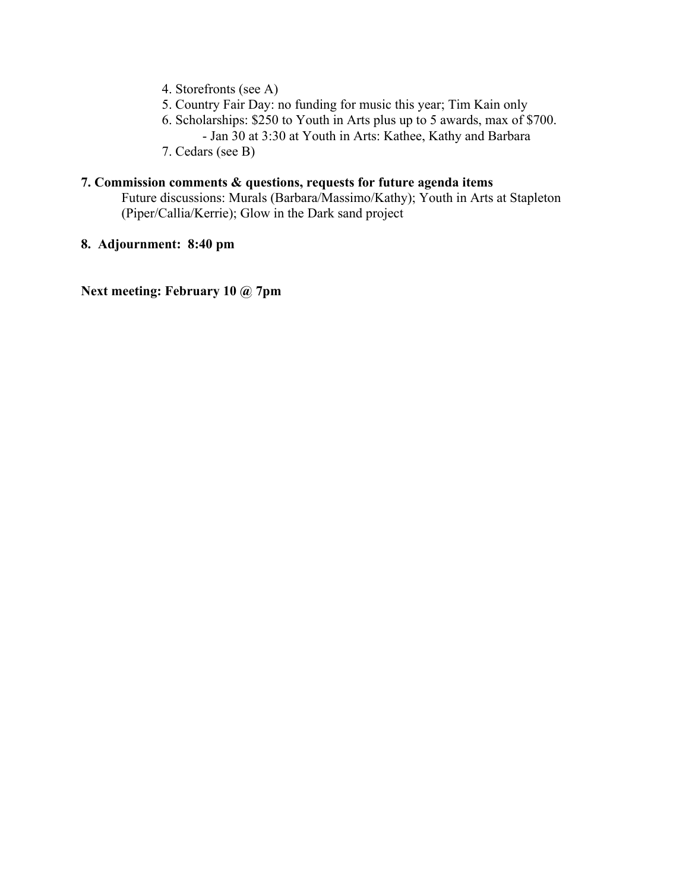4. Storefronts (see A)
5. Country Fair Day: no funding for music this year; Tim Kain only
6. Scholarships: $250 to Youth in Arts plus up to 5 awards, max of $700.
    - Jan 30 at 3:30 at Youth in Arts: Kathee, Kathy and Barbara
7. Cedars (see B)

**7. Commission comments & questions, requests for future agenda items**

Future discussions: Murals (Barbara/Massimo/Kathy); Youth in Arts at Stapleton (Piper/Callia/Kerrie); Glow in the Dark sand project

**8. Adjournment: 8:40 pm**

**Next meeting: February 10 @ 7pm**